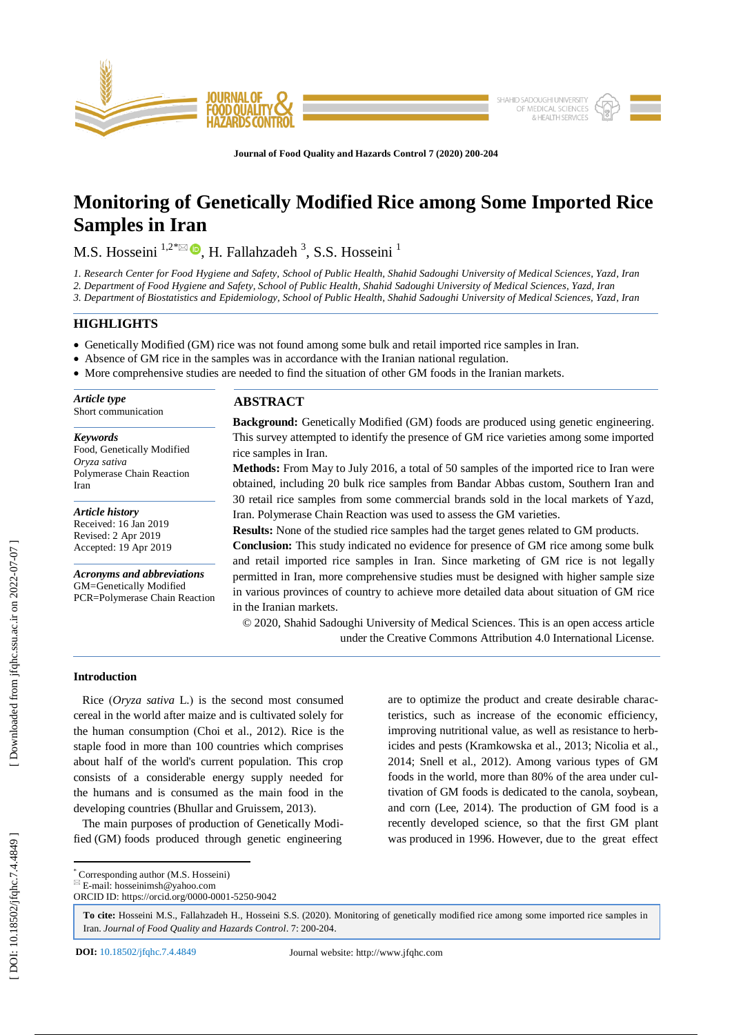# Monitoring of Genetically Modified Rice among Some Imported Rice Samples in Iran

M.S. Hosseini [1,2*], H. Fallahzadeh [3], S.S. Hosseini [1]

1. Research Center for Food Hygiene and Safety, School of Public Health, Shahid Sadoughi University of Medical Sciences, Yazd, Iran
2. Department of Food Hygiene and Safety, School of Public Health, Shahid Sadoughi University of Medical Sciences, Yazd, Iran
3. Department of Biostatistics and Epidemiology, School of Public Health, Shahid Sadoughi University of Medical Sciences, Yazd, Iran

## HIGHLIGHTS

- Genetically Modified (GM) rice was not found among some bulk and retail imported rice samples in Iran.
- Absence of GM rice in the samples was in accordance with the Iranian national regulation.
- More comprehensive studies are needed to find the situation of other GM foods in the Iranian markets.

***Article type***
Short communication

***Keywords***
Food, Genetically Modified
*Oryza sativa*
Polymerase Chain Reaction
Iran

***Article history***
Received: 16 Jan 2019
Revised: 2 Apr 2019
Accepted: 19 Apr 2019

***Acronyms and abbreviations***
GM=Genetically Modified
PCR=Polymerase Chain Reaction

## ABSTRACT

**Background:** Genetically Modified (GM) foods are produced using genetic engineering. This survey attempted to identify the presence of GM rice varieties among some imported rice samples in Iran.

**Methods:** From May to July 2016, a total of 50 samples of the imported rice to Iran were obtained, including 20 bulk rice samples from Bandar Abbas custom, Southern Iran and 30 retail rice samples from some commercial brands sold in the local markets of Yazd, Iran. Polymerase Chain Reaction was used to assess the GM varieties.

**Results:** None of the studied rice samples had the target genes related to GM products.

**Conclusion:** This study indicated no evidence for presence of GM rice among some bulk and retail imported rice samples in Iran. Since marketing of GM rice is not legally permitted in Iran, more comprehensive studies must be designed with higher sample size in various provinces of country to achieve more detailed data about situation of GM rice in the Iranian markets.

© 2020, Shahid Sadoughi University of Medical Sciences. This is an open access article under the Creative Commons Attribution 4.0 International License.

## Introduction

Rice (*Oryza sativa* L.) is the second most consumed cereal in the world after maize and is cultivated solely for the human consumption (Choi et al., 2012). Rice is the staple food in more than 100 countries which comprises about half of the world's current population. This crop consists of a considerable energy supply needed for the humans and is consumed as the main food in the developing countries (Bhullar and Gruissem, 2013).

The main purposes of production of Genetically Modified (GM) foods produced through genetic engineering are to optimize the product and create desirable characteristics, such as increase of the economic efficiency, improving nutritional value, as well as resistance to herbicides and pests (Kramkowska et al., 2013; Nicolia et al., 2014; Snell et al., 2012). Among various types of GM foods in the world, more than 80% of the area under cultivation of GM foods is dedicated to the canola, soybean, and corn (Lee, 2014). The production of GM food is a recently developed science, so that the first GM plant was produced in 1996. However, due to the great effect

* Corresponding author (M.S. Hosseini)
E-mail: hosseinimsh@yahoo.com
ORCID ID: https://orcid.org/0000-0001-5250-9042

**To cite:** Hosseini M.S., Fallahzadeh H., Hosseini S.S. (2020). Monitoring of genetically modified rice among some imported rice samples in Iran. *Journal of Food Quality and Hazards Control*. 7: 200-204.

**DOI:** 10.18502/jfqhc.7.4.4849
Journal website: http://www.jfqhc.com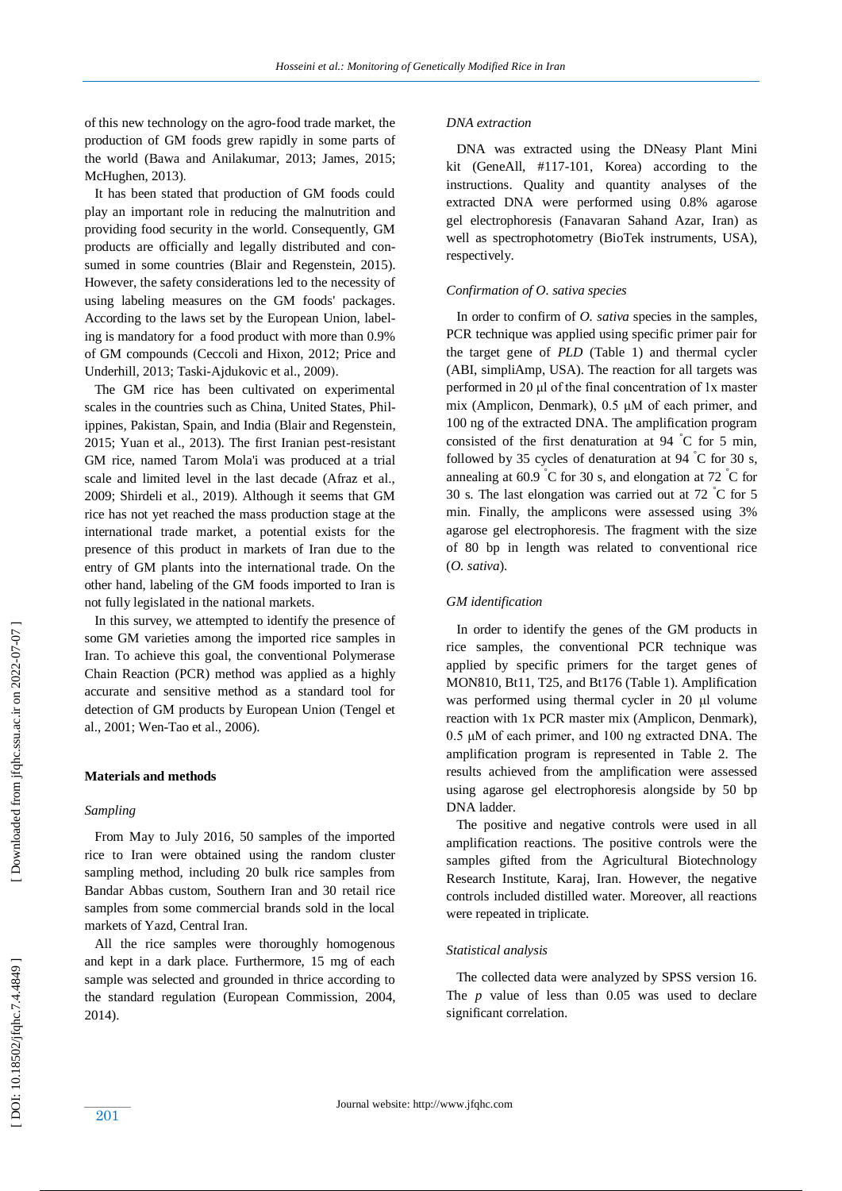of this new technology on the agro-food trade market, the production of GM foods grew rapidly in some parts of the world (Bawa and Anilakumar, 2013; James, 2015; McHughen, 2013).

It has been stated that production of GM foods could play an important role in reducing the malnutrition and providing food security in the world. Consequently, GM products are officially and legally distributed and consumed in some countries (Blair and Regenstein, 2015). However, the safety considerations led to the necessity of using labeling measures on the GM foods' packages. According to the laws set by the European Union, labeling is mandatory for a food product with more than 0.9% of GM compounds (Ceccoli and Hixon, 2012; Price and Underhill, 2013; Taski-Ajdukovic et al., 2009).

The GM rice has been cultivated on experimental scales in the countries such as China, United States, Philippines, Pakistan, Spain, and India (Blair and Regenstein, 2015; Yuan et al., 2013). The first Iranian pest-resistant GM rice, named Tarom Mola'i was produced at a trial scale and limited level in the last decade (Afraz et al., 2009; Shirdeli et al., 2019). Although it seems that GM rice has not yet reached the mass production stage at the international trade market, a potential exists for the presence of this product in markets of Iran due to the entry of GM plants into the international trade. On the other hand, labeling of the GM foods imported to Iran is not fully legislated in the national markets.

In this survey, we attempted to identify the presence of some GM varieties among the imported rice samples in Iran. To achieve this goal, the conventional Polymerase Chain Reaction (PCR) method was applied as a highly accurate and sensitive method as a standard tool for detection of GM products by European Union (Tengel et al., 2001; Wen-Tao et al., 2006).

## Materials and methods

### *Sampling*

From May to July 2016, 50 samples of the imported rice to Iran were obtained using the random cluster sampling method, including 20 bulk rice samples from Bandar Abbas custom, Southern Iran and 30 retail rice samples from some commercial brands sold in the local markets of Yazd, Central Iran.

All the rice samples were thoroughly homogenous and kept in a dark place. Furthermore, 15 mg of each sample was selected and grounded in thrice according to the standard regulation (European Commission, 2004, 2014).

### *DNA extraction*

DNA was extracted using the DNeasy Plant Mini kit (GeneAll, #117-101, Korea) according to the instructions. Quality and quantity analyses of the extracted DNA were performed using 0.8% agarose gel electrophoresis (Fanavaran Sahand Azar, Iran) as well as spectrophotometry (BioTek instruments, USA), respectively.

### *Confirmation of O. sativa species*

In order to confirm of *O. sativa* species in the samples, PCR technique was applied using specific primer pair for the target gene of *PLD* (Table 1) and thermal cycler (ABI, simpliAmp, USA). The reaction for all targets was performed in 20 µl of the final concentration of 1x master mix (Amplicon, Denmark), 0.5 µM of each primer, and 100 ng of the extracted DNA. The amplification program consisted of the first denaturation at 94 °C for 5 min, followed by 35 cycles of denaturation at 94 °C for 30 s, annealing at 60.9 °C for 30 s, and elongation at 72 °C for 30 s. The last elongation was carried out at 72 °C for 5 min. Finally, the amplicons were assessed using 3% agarose gel electrophoresis. The fragment with the size of 80 bp in length was related to conventional rice (*O. sativa*).

### *GM identification*

In order to identify the genes of the GM products in rice samples, the conventional PCR technique was applied by specific primers for the target genes of MON810, Bt11, T25, and Bt176 (Table 1). Amplification was performed using thermal cycler in 20 µl volume reaction with 1x PCR master mix (Amplicon, Denmark), 0.5 µM of each primer, and 100 ng extracted DNA. The amplification program is represented in Table 2. The results achieved from the amplification were assessed using agarose gel electrophoresis alongside by 50 bp DNA ladder.

The positive and negative controls were used in all amplification reactions. The positive controls were the samples gifted from the Agricultural Biotechnology Research Institute, Karaj, Iran. However, the negative controls included distilled water. Moreover, all reactions were repeated in triplicate.

### *Statistical analysis*

The collected data were analyzed by SPSS version 16. The *p* value of less than 0.05 was used to declare significant correlation.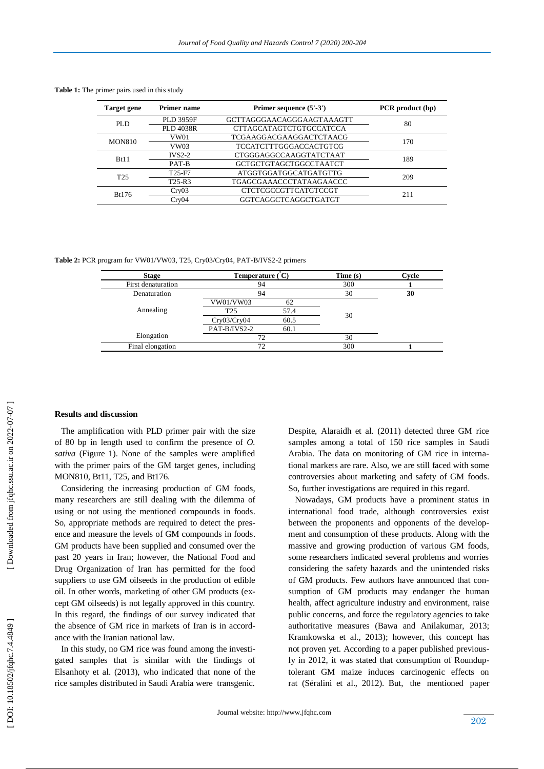**Table 1:** The primer pairs used in this study

| Target gene | Primer name | Primer sequence (5'-3') | PCR product (bp) |
|---|---|---|---|
| PLD | PLD 3959F | GCTTAGGGAACAGGGAAGTAAAGTT | 80 |
| | PLD 4038R | CTTAGCATAGTCTGTGCCATCCA | |
| MON810 | VW01 | TCGAAGGACGAAGGACTCTAACG | 170 |
| | VW03 | TCCATCTTTGGGACCACTGTCG | |
| Bt11 | IVS2-2 | CTGGGAGGCCAAGGTATCTAAT | 189 |
| | PAT-B | GCTGCTGTAGCTGGCCTAATCT | |
| T25 | T25-F7 | ATGGTGGATGGCATGATGTTG | 209 |
| | T25-R3 | TGAGCGAAACCCTATAAGAACCC | |
| Bt176 | Cry03 | CTCTCGCCGTTCATGTCCGT | 211 |
| | Cry04 | GGTCAGGCTCAGGCTGATGT | |

**Table 2:** PCR program for VW01/VW03, T25, Cry03/Cry04, PAT-B/IVS2-2 primers

| Stage | Temperature (°C) | | Time (s) | Cycle |
|---|---|---|---|---|
| First denaturation | 94 | | 300 | **1** |
| Denaturation | 94 | | 30 | **30** |
| Annealing | VW01/VW03 | 62 | 30 | |
| | T25 | 57.4 | | |
| | Cry03/Cry04 | 60.5 | | |
| | PAT-B/IVS2-2 | 60.1 | | |
| Elongation | 72 | | 30 | |
| Final elongation | 72 | | 300 | **1** |

## Results and discussion

The amplification with PLD primer pair with the size of 80 bp in length used to confirm the presence of *O. sativa* (Figure 1). None of the samples were amplified with the primer pairs of the GM target genes, including MON810, Bt11, T25, and Bt176.

Considering the increasing production of GM foods, many researchers are still dealing with the dilemma of using or not using the mentioned compounds in foods. So, appropriate methods are required to detect the presence and measure the levels of GM compounds in foods. GM products have been supplied and consumed over the past 20 years in Iran; however, the National Food and Drug Organization of Iran has permitted for the food suppliers to use GM oilseeds in the production of edible oil. In other words, marketing of other GM products (except GM oilseeds) is not legally approved in this country. In this regard, the findings of our survey indicated that the absence of GM rice in markets of Iran is in accordance with the Iranian national law.

In this study, no GM rice was found among the investigated samples that is similar with the findings of Elsanhoty et al. (2013), who indicated that none of the rice samples distributed in Saudi Arabia were transgenic. Despite, Alaraidh et al. (2011) detected three GM rice samples among a total of 150 rice samples in Saudi Arabia. The data on monitoring of GM rice in international markets are rare. Also, we are still faced with some controversies about marketing and safety of GM foods. So, further investigations are required in this regard.

Nowadays, GM products have a prominent status in international food trade, although controversies exist between the proponents and opponents of the development and consumption of these products. Along with the massive and growing production of various GM foods, some researchers indicated several problems and worries considering the safety hazards and the unintended risks of GM products. Few authors have announced that consumption of GM products may endanger the human health, affect agriculture industry and environment, raise public concerns, and force the regulatory agencies to take authoritative measures (Bawa and Anilakumar, 2013; Kramkowska et al., 2013); however, this concept has not proven yet. According to a paper published previously in 2012, it was stated that consumption of Roundup-tolerant GM maize induces carcinogenic effects on rat (Séralini et al., 2012). But, the mentioned paper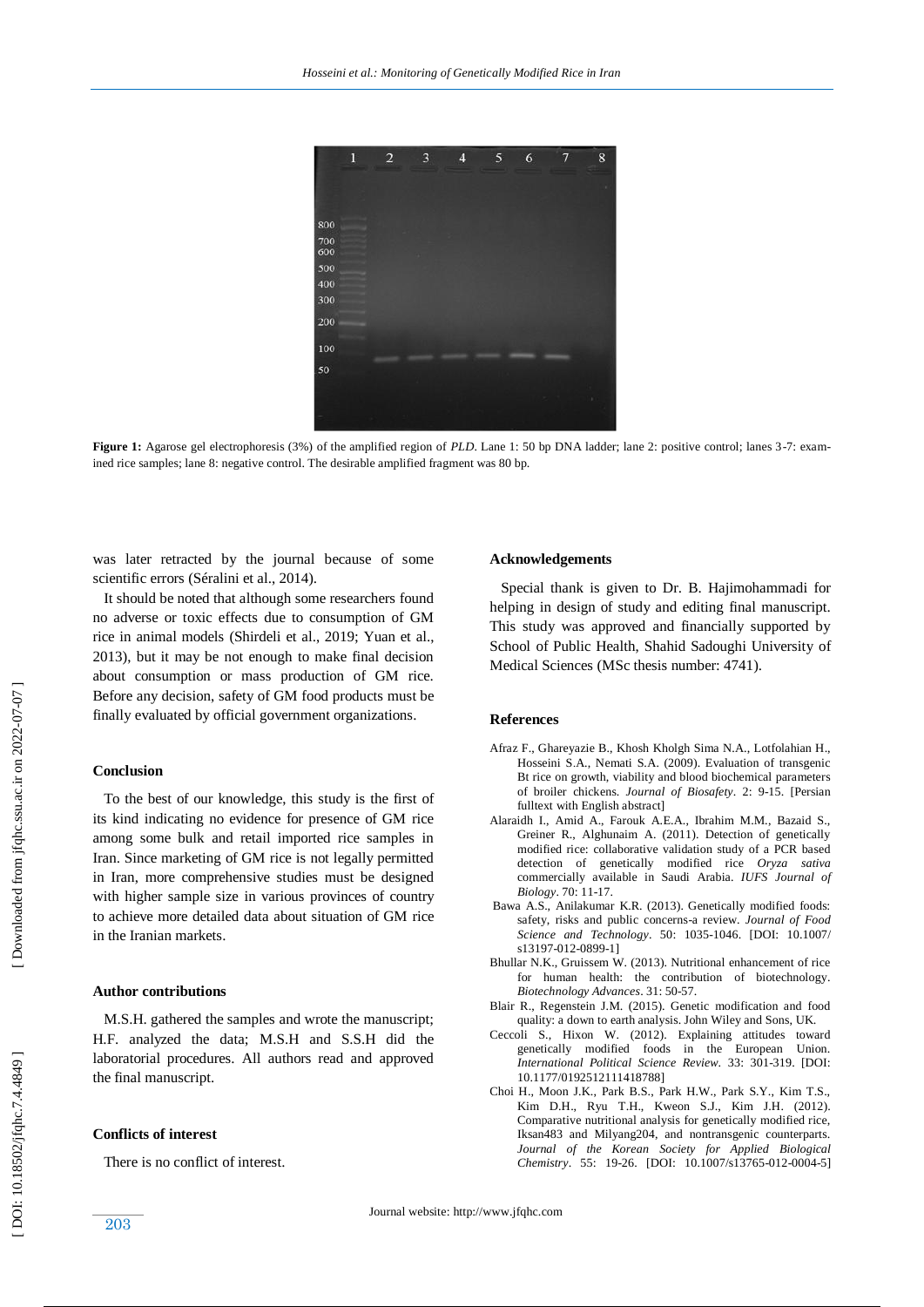**Figure 1:** Agarose gel electrophoresis (3%) of the amplified region of *PLD*. Lane 1: 50 bp DNA ladder; lane 2: positive control; lanes 3-7: examined rice samples; lane 8: negative control. The desirable amplified fragment was 80 bp.

was later retracted by the journal because of some scientific errors (Séralini et al., 2014).

It should be noted that although some researchers found no adverse or toxic effects due to consumption of GM rice in animal models (Shirdeli et al., 2019; Yuan et al., 2013), but it may be not enough to make final decision about consumption or mass production of GM rice. Before any decision, safety of GM food products must be finally evaluated by official government organizations.

## Conclusion

To the best of our knowledge, this study is the first of its kind indicating no evidence for presence of GM rice among some bulk and retail imported rice samples in Iran. Since marketing of GM rice is not legally permitted in Iran, more comprehensive studies must be designed with higher sample size in various provinces of country to achieve more detailed data about situation of GM rice in the Iranian markets.

## Author contributions

M.S.H. gathered the samples and wrote the manuscript; H.F. analyzed the data; M.S.H and S.S.H did the laboratorial procedures. All authors read and approved the final manuscript.

## Conflicts of interest

There is no conflict of interest.

## Acknowledgements

Special thank is given to Dr. B. Hajimohammadi for helping in design of study and editing final manuscript. This study was approved and financially supported by School of Public Health, Shahid Sadoughi University of Medical Sciences (MSc thesis number: 4741).

## References

Afraz F., Ghareyazie B., Khosh Kholgh Sima N.A., Lotfolahian H., Hosseini S.A., Nemati S.A. (2009). Evaluation of transgenic Bt rice on growth, viability and blood biochemical parameters of broiler chickens. *Journal of Biosafety*. 2: 9-15. [Persian fulltext with English abstract]

Alaraidh I., Amid A., Farouk A.E.A., Ibrahim M.M., Bazaid S., Greiner R., Alghunaim A. (2011). Detection of genetically modified rice: collaborative validation study of a PCR based detection of genetically modified rice *Oryza sativa* commercially available in Saudi Arabia. *IUFS Journal of Biology*. 70: 11-17.

Bawa A.S., Anilakumar K.R. (2013). Genetically modified foods: safety, risks and public concerns-a review. *Journal of Food Science and Technology*. 50: 1035-1046. [DOI: 10.1007/s13197-012-0899-1]

Bhullar N.K., Gruissem W. (2013). Nutritional enhancement of rice for human health: the contribution of biotechnology. *Biotechnology Advances*. 31: 50-57.

Blair R., Regenstein J.M. (2015). Genetic modification and food quality: a down to earth analysis. John Wiley and Sons, UK.

Ceccoli S., Hixon W. (2012). Explaining attitudes toward genetically modified foods in the European Union. *International Political Science Review*. 33: 301-319. [DOI: 10.1177/0192512111418788]

Choi H., Moon J.K., Park B.S., Park H.W., Park S.Y., Kim T.S., Kim D.H., Ryu T.H., Kweon S.J., Kim J.H. (2012). Comparative nutritional analysis for genetically modified rice, Iksan483 and Milyang204, and nontransgenic counterparts. *Journal of the Korean Society for Applied Biological Chemistry*. 55: 19-26. [DOI: 10.1007/s13765-012-0004-5]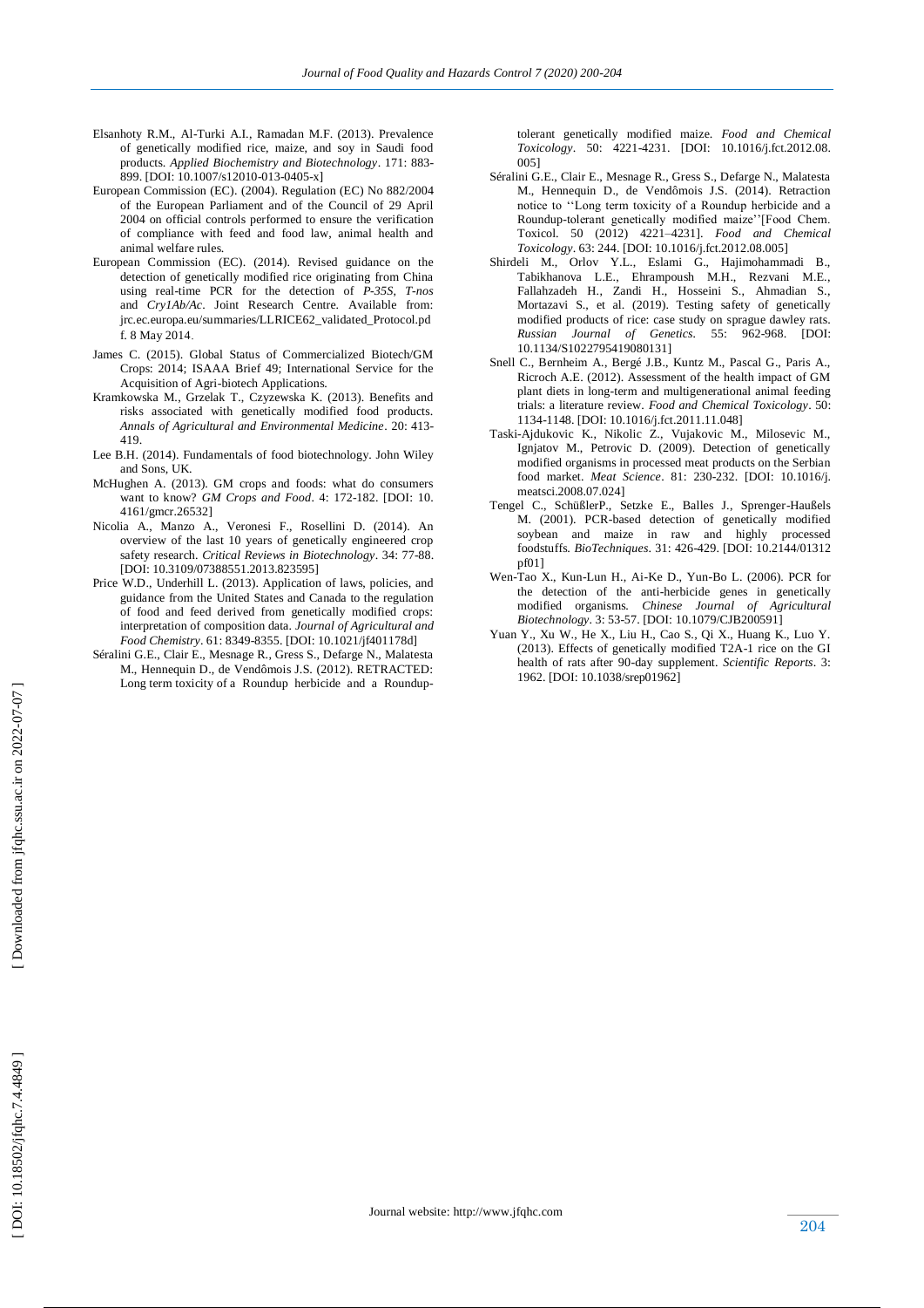Elsanhoty R.M., Al-Turki A.I., Ramadan M.F. (2013). Prevalence of genetically modified rice, maize, and soy in Saudi food products. *Applied Biochemistry and Biotechnology*. 171: 883-899. [DOI: 10.1007/s12010-013-0405-x]

European Commission (EC). (2004). Regulation (EC) No 882/2004 of the European Parliament and of the Council of 29 April 2004 on official controls performed to ensure the verification of compliance with feed and food law, animal health and animal welfare rules.

European Commission (EC). (2014). Revised guidance on the detection of genetically modified rice originating from China using real-time PCR for the detection of *P-35S*, *T-nos* and *Cry1Ab/Ac*. Joint Research Centre. Available from: jrc.ec.europa.eu/summaries/LLRICE62_validated_Protocol.pdf. 8 May 2014.

James C. (2015). Global Status of Commercialized Biotech/GM Crops: 2014; ISAAA Brief 49; International Service for the Acquisition of Agri-biotech Applications.

Kramkowska M., Grzelak T., Czyzewska K. (2013). Benefits and risks associated with genetically modified food products. *Annals of Agricultural and Environmental Medicine*. 20: 413-419.

Lee B.H. (2014). Fundamentals of food biotechnology. John Wiley and Sons, UK.

McHughen A. (2013). GM crops and foods: what do consumers want to know? *GM Crops and Food*. 4: 172-182. [DOI: 10.4161/gmcr.26532]

Nicolia A., Manzo A., Veronesi F., Rosellini D. (2014). An overview of the last 10 years of genetically engineered crop safety research. *Critical Reviews in Biotechnology*. 34: 77-88. [DOI: 10.3109/07388551.2013.823595]

Price W.D., Underhill L. (2013). Application of laws, policies, and guidance from the United States and Canada to the regulation of food and feed derived from genetically modified crops: interpretation of composition data. *Journal of Agricultural and Food Chemistry*. 61: 8349-8355. [DOI: 10.1021/jf401178d]

Séralini G.E., Clair E., Mesnage R., Gress S., Defarge N., Malatesta M., Hennequin D., de Vendômois J.S. (2012). RETRACTED: Long term toxicity of a Roundup herbicide and a Roundup-tolerant genetically modified maize. *Food and Chemical Toxicology*. 50: 4221-4231. [DOI: 10.1016/j.fct.2012.08.005]

Séralini G.E., Clair E., Mesnage R., Gress S., Defarge N., Malatesta M., Hennequin D., de Vendômois J.S. (2014). Retraction notice to ''Long term toxicity of a Roundup herbicide and a Roundup-tolerant genetically modified maize''[Food Chem. Toxicol. 50 (2012) 4221–4231]. *Food and Chemical Toxicology*. 63: 244. [DOI: 10.1016/j.fct.2012.08.005]

Shirdeli M., Orlov Y.L., Eslami G., Hajimohammadi B., Tabikhanova L.E., Ehrampoush M.H., Rezvani M.E., Fallahzadeh H., Zandi H., Hosseini S., Ahmadian S., Mortazavi S., et al. (2019). Testing safety of genetically modified products of rice: case study on sprague dawley rats. *Russian Journal of Genetics*. 55: 962-968. [DOI: 10.1134/S1022795419080131]

Snell C., Bernheim A., Bergé J.B., Kuntz M., Pascal G., Paris A., Ricroch A.E. (2012). Assessment of the health impact of GM plant diets in long-term and multigenerational animal feeding trials: a literature review. *Food and Chemical Toxicology*. 50: 1134-1148. [DOI: 10.1016/j.fct.2011.11.048]

Taski-Ajdukovic K., Nikolic Z., Vujakovic M., Milosevic M., Ignjatov M., Petrovic D. (2009). Detection of genetically modified organisms in processed meat products on the Serbian food market. *Meat Science*. 81: 230-232. [DOI: 10.1016/j.meatsci.2008.07.024]

Tengel C., SchüßlerP., Setzke E., Balles J., Sprenger-Haußels M. (2001). PCR-based detection of genetically modified soybean and maize in raw and highly processed foodstuffs. *BioTechniques*. 31: 426-429. [DOI: 10.2144/01312pf01]

Wen-Tao X., Kun-Lun H., Ai-Ke D., Yun-Bo L. (2006). PCR for the detection of the anti-herbicide genes in genetically modified organisms. *Chinese Journal of Agricultural Biotechnology*. 3: 53-57. [DOI: 10.1079/CJB200591]

Yuan Y., Xu W., He X., Liu H., Cao S., Qi X., Huang K., Luo Y. (2013). Effects of genetically modified T2A-1 rice on the GI health of rats after 90-day supplement. *Scientific Reports*. 3: 1962. [DOI: 10.1038/srep01962]